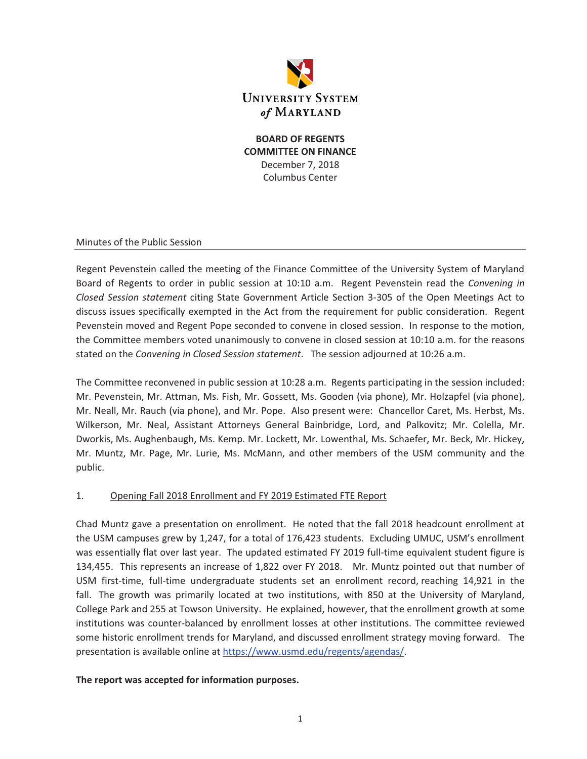UNIVERSITY SYSTEM *of* MARYLAND

**BOARD OF REGENTS**
**COMMITTEE ON FINANCE**
December 7, 2018
Columbus Center

Minutes of the Public Session

---

Regent Pevenstein called the meeting of the Finance Committee of the University System of Maryland Board of Regents to order in public session at 10:10 a.m. Regent Pevenstein read the *Convening in Closed Session statement* citing State Government Article Section 3-305 of the Open Meetings Act to discuss issues specifically exempted in the Act from the requirement for public consideration. Regent Pevenstein moved and Regent Pope seconded to convene in closed session. In response to the motion, the Committee members voted unanimously to convene in closed session at 10:10 a.m. for the reasons stated on the *Convening in Closed Session statement*. The session adjourned at 10:26 a.m.

The Committee reconvened in public session at 10:28 a.m. Regents participating in the session included: Mr. Pevenstein, Mr. Attman, Ms. Fish, Mr. Gossett, Ms. Gooden (via phone), Mr. Holzapfel (via phone), Mr. Neall, Mr. Rauch (via phone), and Mr. Pope. Also present were: Chancellor Caret, Ms. Herbst, Ms. Wilkerson, Mr. Neal, Assistant Attorneys General Bainbridge, Lord, and Palkovitz; Mr. Colella, Mr. Dworkis, Ms. Aughenbaugh, Ms. Kemp. Mr. Lockett, Mr. Lowenthal, Ms. Schaefer, Mr. Beck, Mr. Hickey, Mr. Muntz, Mr. Page, Mr. Lurie, Ms. McMann, and other members of the USM community and the public.

1. Opening Fall 2018 Enrollment and FY 2019 Estimated FTE Report

Chad Muntz gave a presentation on enrollment. He noted that the fall 2018 headcount enrollment at the USM campuses grew by 1,247, for a total of 176,423 students. Excluding UMUC, USM's enrollment was essentially flat over last year. The updated estimated FY 2019 full-time equivalent student figure is 134,455. This represents an increase of 1,822 over FY 2018. Mr. Muntz pointed out that number of USM first-time, full-time undergraduate students set an enrollment record, reaching 14,921 in the fall. The growth was primarily located at two institutions, with 850 at the University of Maryland, College Park and 255 at Towson University. He explained, however, that the enrollment growth at some institutions was counter-balanced by enrollment losses at other institutions. The committee reviewed some historic enrollment trends for Maryland, and discussed enrollment strategy moving forward. The presentation is available online at https://www.usmd.edu/regents/agendas/.

**The report was accepted for information purposes.**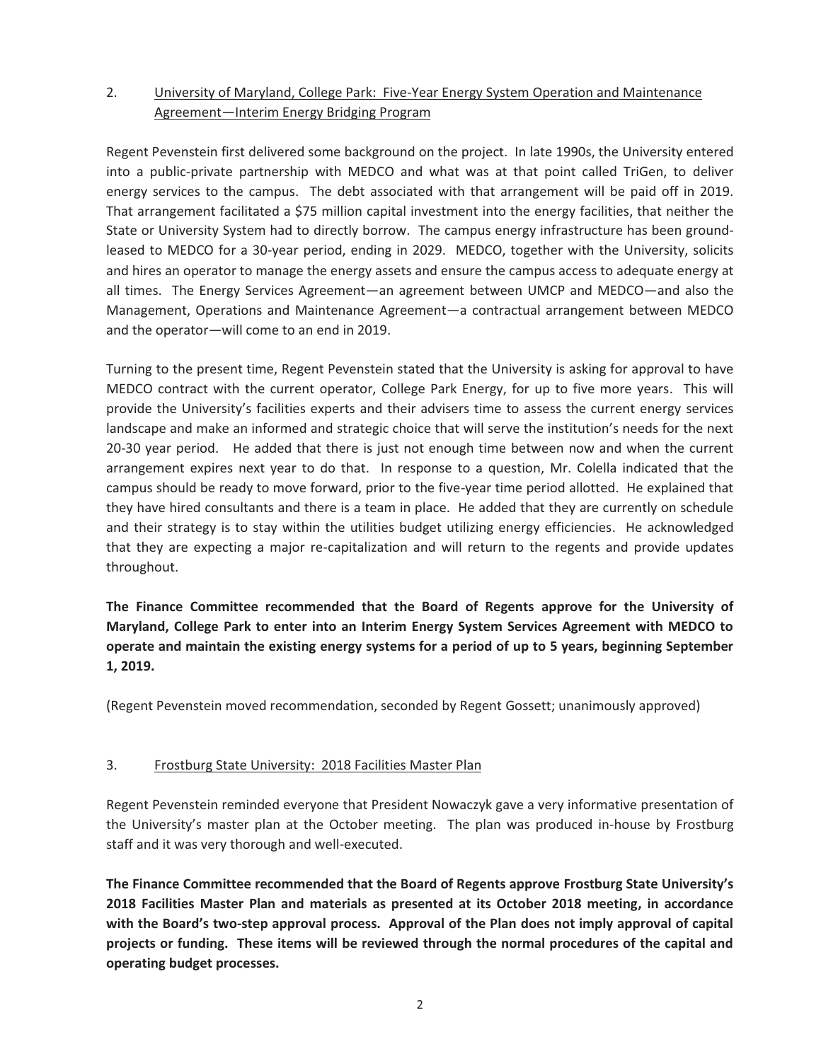2. University of Maryland, College Park: Five-Year Energy System Operation and Maintenance Agreement—Interim Energy Bridging Program

Regent Pevenstein first delivered some background on the project. In late 1990s, the University entered into a public-private partnership with MEDCO and what was at that point called TriGen, to deliver energy services to the campus. The debt associated with that arrangement will be paid off in 2019. That arrangement facilitated a $75 million capital investment into the energy facilities, that neither the State or University System had to directly borrow. The campus energy infrastructure has been ground-leased to MEDCO for a 30-year period, ending in 2029. MEDCO, together with the University, solicits and hires an operator to manage the energy assets and ensure the campus access to adequate energy at all times. The Energy Services Agreement—an agreement between UMCP and MEDCO—and also the Management, Operations and Maintenance Agreement—a contractual arrangement between MEDCO and the operator—will come to an end in 2019.

Turning to the present time, Regent Pevenstein stated that the University is asking for approval to have MEDCO contract with the current operator, College Park Energy, for up to five more years. This will provide the University's facilities experts and their advisers time to assess the current energy services landscape and make an informed and strategic choice that will serve the institution's needs for the next 20-30 year period. He added that there is just not enough time between now and when the current arrangement expires next year to do that. In response to a question, Mr. Colella indicated that the campus should be ready to move forward, prior to the five-year time period allotted. He explained that they have hired consultants and there is a team in place. He added that they are currently on schedule and their strategy is to stay within the utilities budget utilizing energy efficiencies. He acknowledged that they are expecting a major re-capitalization and will return to the regents and provide updates throughout.

**The Finance Committee recommended that the Board of Regents approve for the University of Maryland, College Park to enter into an Interim Energy System Services Agreement with MEDCO to operate and maintain the existing energy systems for a period of up to 5 years, beginning September 1, 2019.**

(Regent Pevenstein moved recommendation, seconded by Regent Gossett; unanimously approved)

3. Frostburg State University: 2018 Facilities Master Plan

Regent Pevenstein reminded everyone that President Nowaczyk gave a very informative presentation of the University's master plan at the October meeting. The plan was produced in-house by Frostburg staff and it was very thorough and well-executed.

**The Finance Committee recommended that the Board of Regents approve Frostburg State University's 2018 Facilities Master Plan and materials as presented at its October 2018 meeting, in accordance with the Board's two-step approval process. Approval of the Plan does not imply approval of capital projects or funding. These items will be reviewed through the normal procedures of the capital and operating budget processes.**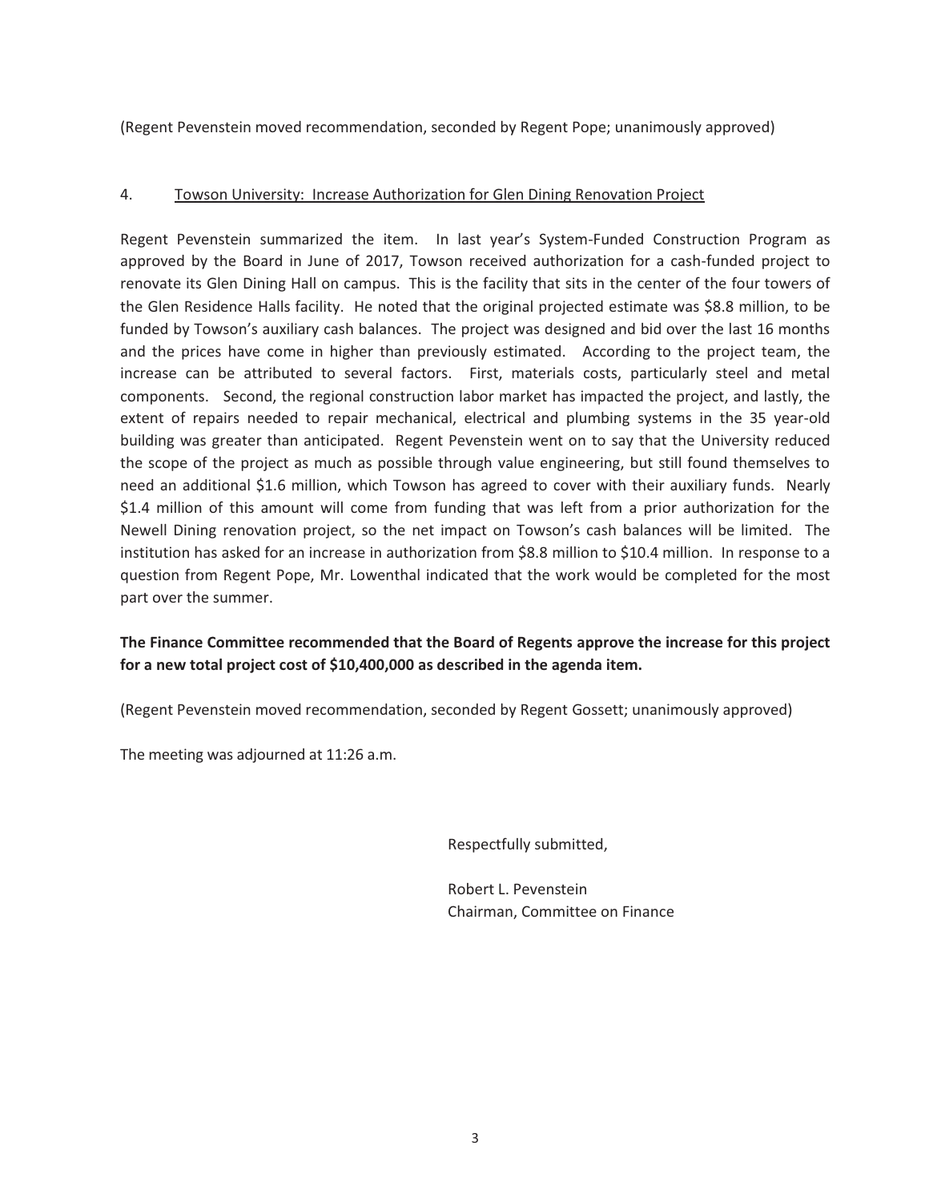(Regent Pevenstein moved recommendation, seconded by Regent Pope; unanimously approved)

4. <u>Towson University: Increase Authorization for Glen Dining Renovation Project</u>

Regent Pevenstein summarized the item. In last year's System-Funded Construction Program as approved by the Board in June of 2017, Towson received authorization for a cash-funded project to renovate its Glen Dining Hall on campus. This is the facility that sits in the center of the four towers of the Glen Residence Halls facility. He noted that the original projected estimate was $8.8 million, to be funded by Towson's auxiliary cash balances. The project was designed and bid over the last 16 months and the prices have come in higher than previously estimated. According to the project team, the increase can be attributed to several factors. First, materials costs, particularly steel and metal components. Second, the regional construction labor market has impacted the project, and lastly, the extent of repairs needed to repair mechanical, electrical and plumbing systems in the 35 year-old building was greater than anticipated. Regent Pevenstein went on to say that the University reduced the scope of the project as much as possible through value engineering, but still found themselves to need an additional $1.6 million, which Towson has agreed to cover with their auxiliary funds. Nearly $1.4 million of this amount will come from funding that was left from a prior authorization for the Newell Dining renovation project, so the net impact on Towson's cash balances will be limited. The institution has asked for an increase in authorization from $8.8 million to $10.4 million. In response to a question from Regent Pope, Mr. Lowenthal indicated that the work would be completed for the most part over the summer.

**The Finance Committee recommended that the Board of Regents approve the increase for this project for a new total project cost of $10,400,000 as described in the agenda item.**

(Regent Pevenstein moved recommendation, seconded by Regent Gossett; unanimously approved)

The meeting was adjourned at 11:26 a.m.

Respectfully submitted,

Robert L. Pevenstein
Chairman, Committee on Finance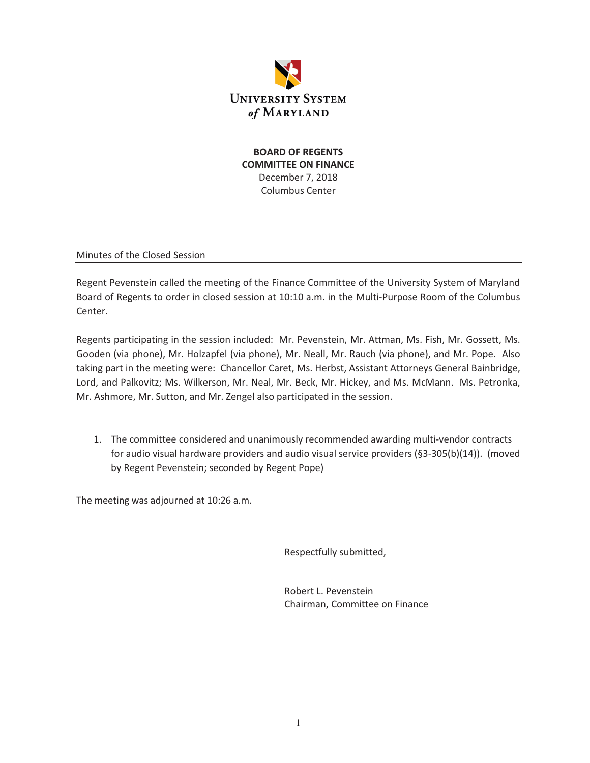UNIVERSITY SYSTEM of MARYLAND

**BOARD OF REGENTS**
**COMMITTEE ON FINANCE**
December 7, 2018
Columbus Center

Minutes of the Closed Session

Regent Pevenstein called the meeting of the Finance Committee of the University System of Maryland Board of Regents to order in closed session at 10:10 a.m. in the Multi-Purpose Room of the Columbus Center.

Regents participating in the session included: Mr. Pevenstein, Mr. Attman, Ms. Fish, Mr. Gossett, Ms. Gooden (via phone), Mr. Holzapfel (via phone), Mr. Neall, Mr. Rauch (via phone), and Mr. Pope. Also taking part in the meeting were: Chancellor Caret, Ms. Herbst, Assistant Attorneys General Bainbridge, Lord, and Palkovitz; Ms. Wilkerson, Mr. Neal, Mr. Beck, Mr. Hickey, and Ms. McMann. Ms. Petronka, Mr. Ashmore, Mr. Sutton, and Mr. Zengel also participated in the session.

1. The committee considered and unanimously recommended awarding multi-vendor contracts for audio visual hardware providers and audio visual service providers (§3-305(b)(14)). (moved by Regent Pevenstein; seconded by Regent Pope)

The meeting was adjourned at 10:26 a.m.

Respectfully submitted,

Robert L. Pevenstein
Chairman, Committee on Finance